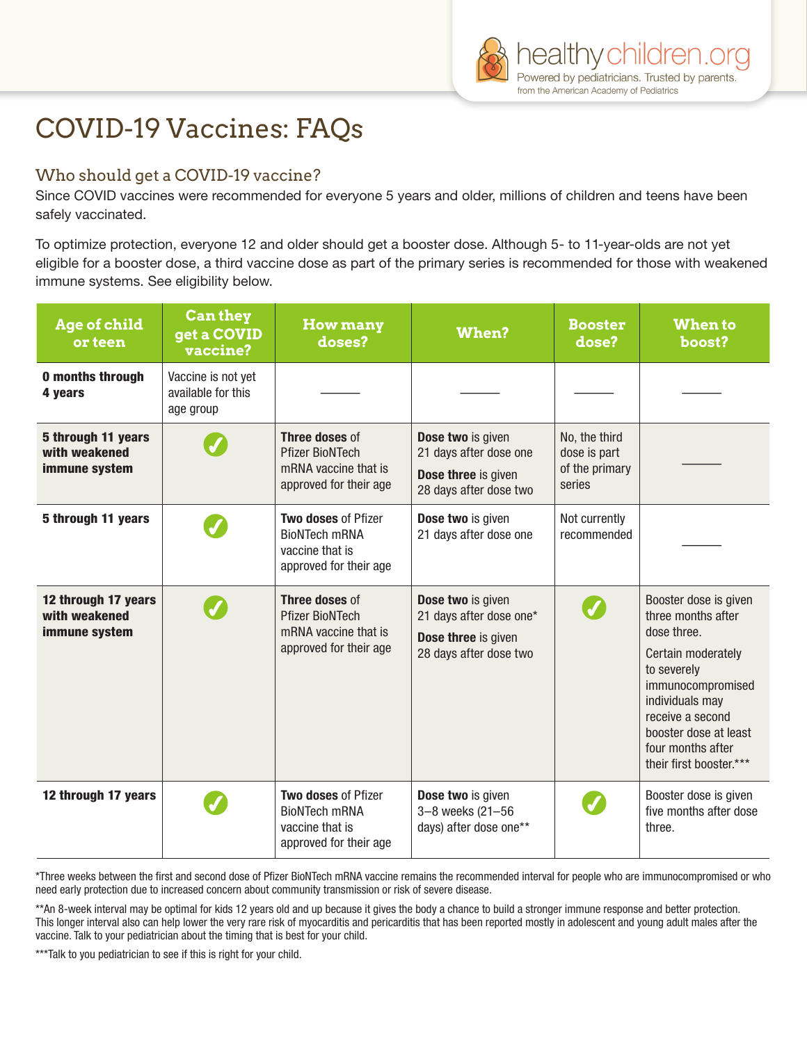# COVID-19 Vaccines: FAQs

## Who should get a COVID-19 vaccine?

Since COVID vaccines were recommended for everyone 5 years and older, millions of children and teens have been safely vaccinated.

To optimize protection, everyone 12 and older should get a booster dose. Although 5- to 11-year-olds are not yet eligible for a booster dose, a third vaccine dose as part of the primary series is recommended for those with weakened immune systems. See eligibility below.

| Age of child or teen | Can they get a COVID vaccine? | How many doses? | When? | Booster dose? | When to boost? |
|---|---|---|---|---|---|
| **0 months through 4 years** | Vaccine is not yet available for this age group | — | — | — | — |
| **5 through 11 years with weakened immune system** | ✓ | **Three doses** of Pfizer BioNTech mRNA vaccine that is approved for their age | **Dose two** is given 21 days after dose one<br>**Dose three** is given 28 days after dose two | No, the third dose is part of the primary series | — |
| **5 through 11 years** | ✓ | **Two doses** of Pfizer BioNTech mRNA vaccine that is approved for their age | **Dose two** is given 21 days after dose one | Not currently recommended | — |
| **12 through 17 years with weakened immune system** | ✓ | **Three doses** of Pfizer BioNTech mRNA vaccine that is approved for their age | **Dose two** is given 21 days after dose one*<br>**Dose three** is given 28 days after dose two | ✓ | Booster dose is given three months after dose three.<br>Certain moderately to severely immunocompromised individuals may receive a second booster dose at least four months after their first booster.*** |
| **12 through 17 years** | ✓ | **Two doses** of Pfizer BioNTech mRNA vaccine that is approved for their age | **Dose two** is given 3–8 weeks (21–56 days) after dose one** | ✓ | Booster dose is given five months after dose three. |

*Three weeks between the first and second dose of Pfizer BioNTech mRNA vaccine remains the recommended interval for people who are immunocompromised or who need early protection due to increased concern about community transmission or risk of severe disease.

**An 8-week interval may be optimal for kids 12 years old and up because it gives the body a chance to build a stronger immune response and better protection. This longer interval also can help lower the very rare risk of myocarditis and pericarditis that has been reported mostly in adolescent and young adult males after the vaccine. Talk to your pediatrician about the timing that is best for your child.

***Talk to you pediatrician to see if this is right for your child.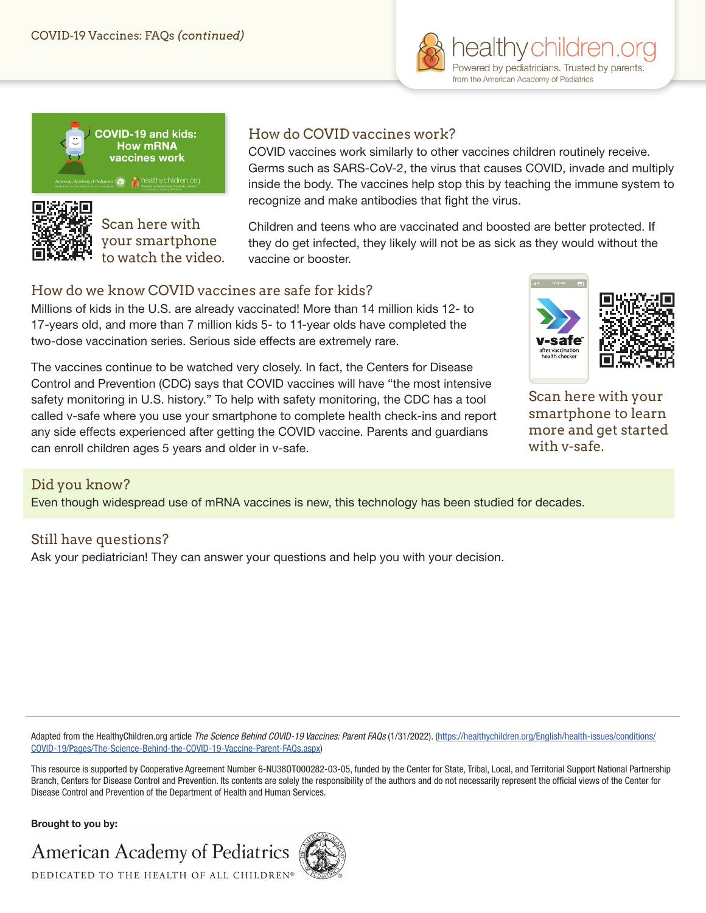COVID-19 Vaccines: FAQs *(continued)*

COVID-19 and kids: How mRNA vaccines work

Scan here with your smartphone to watch the video.

## How do COVID vaccines work?

COVID vaccines work similarly to other vaccines children routinely receive. Germs such as SARS-CoV-2, the virus that causes COVID, invade and multiply inside the body. The vaccines help stop this by teaching the immune system to recognize and make antibodies that fight the virus.

Children and teens who are vaccinated and boosted are better protected. If they do get infected, they likely will not be as sick as they would without the vaccine or booster.

## How do we know COVID vaccines are safe for kids?

Millions of kids in the U.S. are already vaccinated! More than 14 million kids 12- to 17-years old, and more than 7 million kids 5- to 11-year olds have completed the two-dose vaccination series. Serious side effects are extremely rare.

The vaccines continue to be watched very closely. In fact, the Centers for Disease Control and Prevention (CDC) says that COVID vaccines will have "the most intensive safety monitoring in U.S. history." To help with safety monitoring, the CDC has a tool called v-safe where you use your smartphone to complete health check-ins and report any side effects experienced after getting the COVID vaccine. Parents and guardians can enroll children ages 5 years and older in v-safe.

Scan here with your smartphone to learn more and get started with v-safe.

## Did you know?

Even though widespread use of mRNA vaccines is new, this technology has been studied for decades.

## Still have questions?

Ask your pediatrician! They can answer your questions and help you with your decision.

---

Adapted from the HealthyChildren.org article *The Science Behind COVID-19 Vaccines: Parent FAQs* (1/31/2022). (https://healthychildren.org/English/health-issues/conditions/COVID-19/Pages/The-Science-Behind-the-COVID-19-Vaccine-Parent-FAQs.aspx)

This resource is supported by Cooperative Agreement Number 6-NU38OT000282-03-05, funded by the Center for State, Tribal, Local, and Territorial Support National Partnership Branch, Centers for Disease Control and Prevention. Its contents are solely the responsibility of the authors and do not necessarily represent the official views of the Center for Disease Control and Prevention of the Department of Health and Human Services.

**Brought to you by:**

American Academy of Pediatrics
DEDICATED TO THE HEALTH OF ALL CHILDREN®